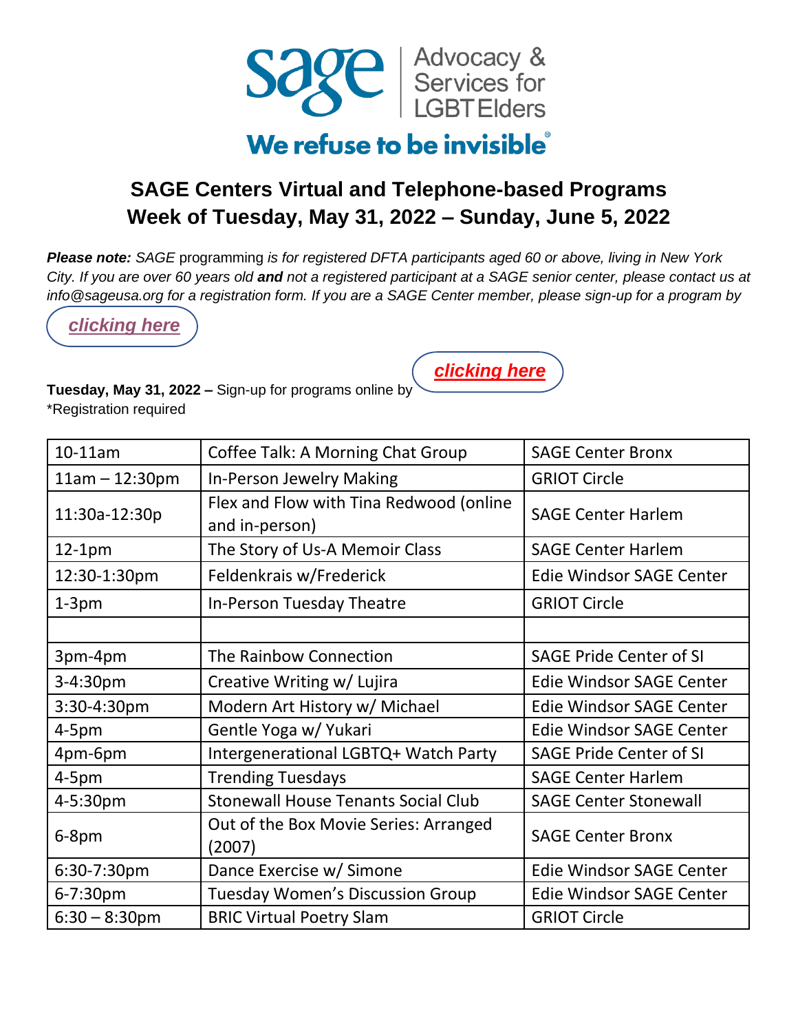sage | Advocacy & Services for LGBT Elders

We refuse to be invisible®

# SAGE Centers Virtual and Telephone-based Programs
## Week of Tuesday, May 31, 2022 – Sunday, June 5, 2022

***Please note:*** *SAGE* programming *is for registered DFTA participants aged 60 or above, living in New York City. If you are over 60 years old* ***and*** *not a registered participant at a SAGE senior center, please contact us at info@sageusa.org for a registration form. If you are a SAGE Center member, please sign-up for a program by* ***clicking here***

**Tuesday, May 31, 2022 –** Sign-up for programs online by ***clicking here***
*Registration required

| | | |
|---|---|---|
| 10-11am | Coffee Talk: A Morning Chat Group | SAGE Center Bronx |
| 11am – 12:30pm | In-Person Jewelry Making | GRIOT Circle |
| 11:30a-12:30p | Flex and Flow with Tina Redwood (online and in-person) | SAGE Center Harlem |
| 12-1pm | The Story of Us-A Memoir Class | SAGE Center Harlem |
| 12:30-1:30pm | Feldenkrais w/Frederick | Edie Windsor SAGE Center |
| 1-3pm | In-Person Tuesday Theatre | GRIOT Circle |
| | | |
| 3pm-4pm | The Rainbow Connection | SAGE Pride Center of SI |
| 3-4:30pm | Creative Writing w/ Lujira | Edie Windsor SAGE Center |
| 3:30-4:30pm | Modern Art History w/ Michael | Edie Windsor SAGE Center |
| 4-5pm | Gentle Yoga w/ Yukari | Edie Windsor SAGE Center |
| 4pm-6pm | Intergenerational LGBTQ+ Watch Party | SAGE Pride Center of SI |
| 4-5pm | Trending Tuesdays | SAGE Center Harlem |
| 4-5:30pm | Stonewall House Tenants Social Club | SAGE Center Stonewall |
| 6-8pm | Out of the Box Movie Series: Arranged (2007) | SAGE Center Bronx |
| 6:30-7:30pm | Dance Exercise w/ Simone | Edie Windsor SAGE Center |
| 6-7:30pm | Tuesday Women's Discussion Group | Edie Windsor SAGE Center |
| 6:30 – 8:30pm | BRIC Virtual Poetry Slam | GRIOT Circle |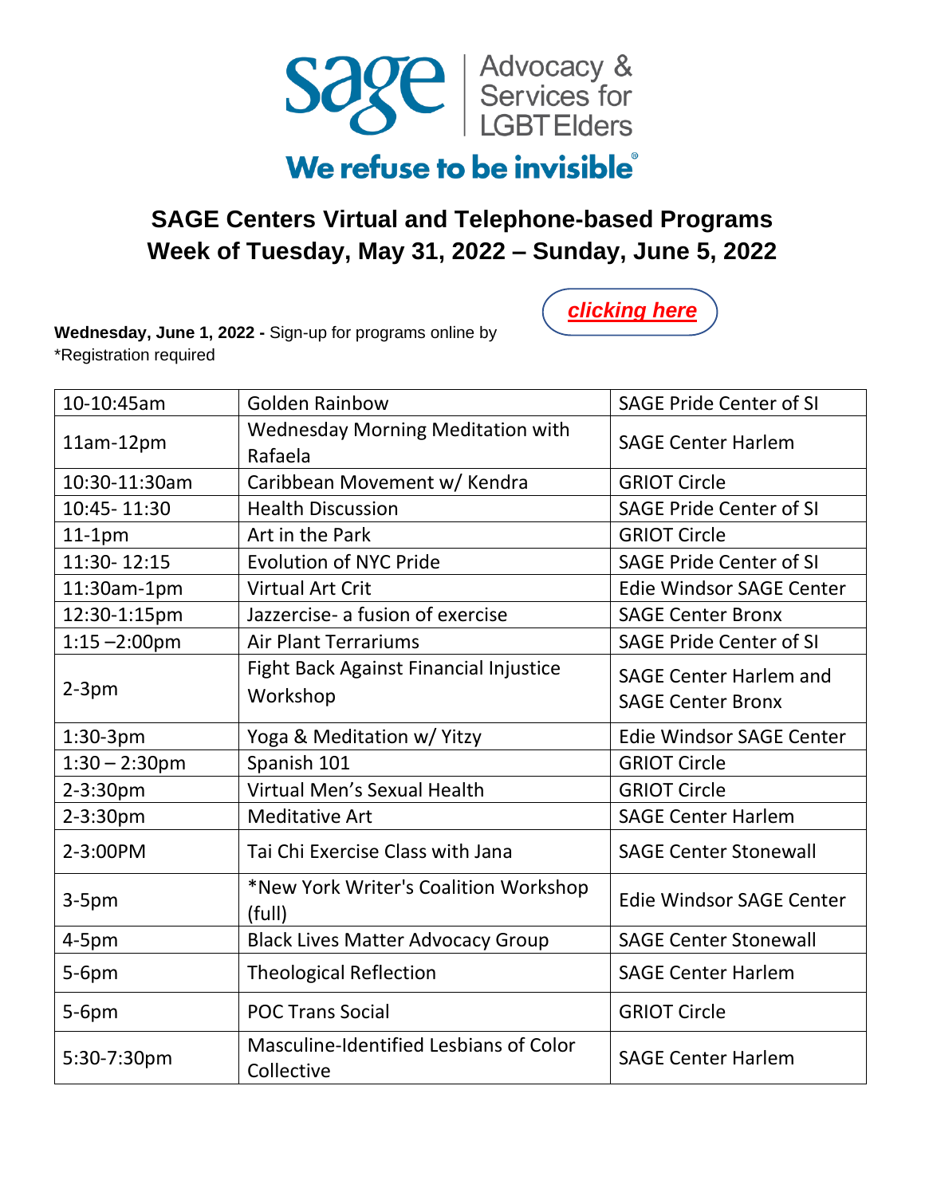sage | Advocacy & Services for LGBT Elders

We refuse to be invisible®

## SAGE Centers Virtual and Telephone-based Programs
## Week of Tuesday, May 31, 2022 – Sunday, June 5, 2022

**Wednesday, June 1, 2022 -** Sign-up for programs online by ***clicking here***
*Registration required

| 10-10:45am | Golden Rainbow | SAGE Pride Center of SI |
|---|---|---|
| 11am-12pm | Wednesday Morning Meditation with Rafaela | SAGE Center Harlem |
| 10:30-11:30am | Caribbean Movement w/ Kendra | GRIOT Circle |
| 10:45- 11:30 | Health Discussion | SAGE Pride Center of SI |
| 11-1pm | Art in the Park | GRIOT Circle |
| 11:30- 12:15 | Evolution of NYC Pride | SAGE Pride Center of SI |
| 11:30am-1pm | Virtual Art Crit | Edie Windsor SAGE Center |
| 12:30-1:15pm | Jazzercise- a fusion of exercise | SAGE Center Bronx |
| 1:15 –2:00pm | Air Plant Terrariums | SAGE Pride Center of SI |
| 2-3pm | Fight Back Against Financial Injustice Workshop | SAGE Center Harlem and SAGE Center Bronx |
| 1:30-3pm | Yoga & Meditation w/ Yitzy | Edie Windsor SAGE Center |
| 1:30 – 2:30pm | Spanish 101 | GRIOT Circle |
| 2-3:30pm | Virtual Men's Sexual Health | GRIOT Circle |
| 2-3:30pm | Meditative Art | SAGE Center Harlem |
| 2-3:00PM | Tai Chi Exercise Class with Jana | SAGE Center Stonewall |
| 3-5pm | *New York Writer's Coalition Workshop (full) | Edie Windsor SAGE Center |
| 4-5pm | Black Lives Matter Advocacy Group | SAGE Center Stonewall |
| 5-6pm | Theological Reflection | SAGE Center Harlem |
| 5-6pm | POC Trans Social | GRIOT Circle |
| 5:30-7:30pm | Masculine-Identified Lesbians of Color Collective | SAGE Center Harlem |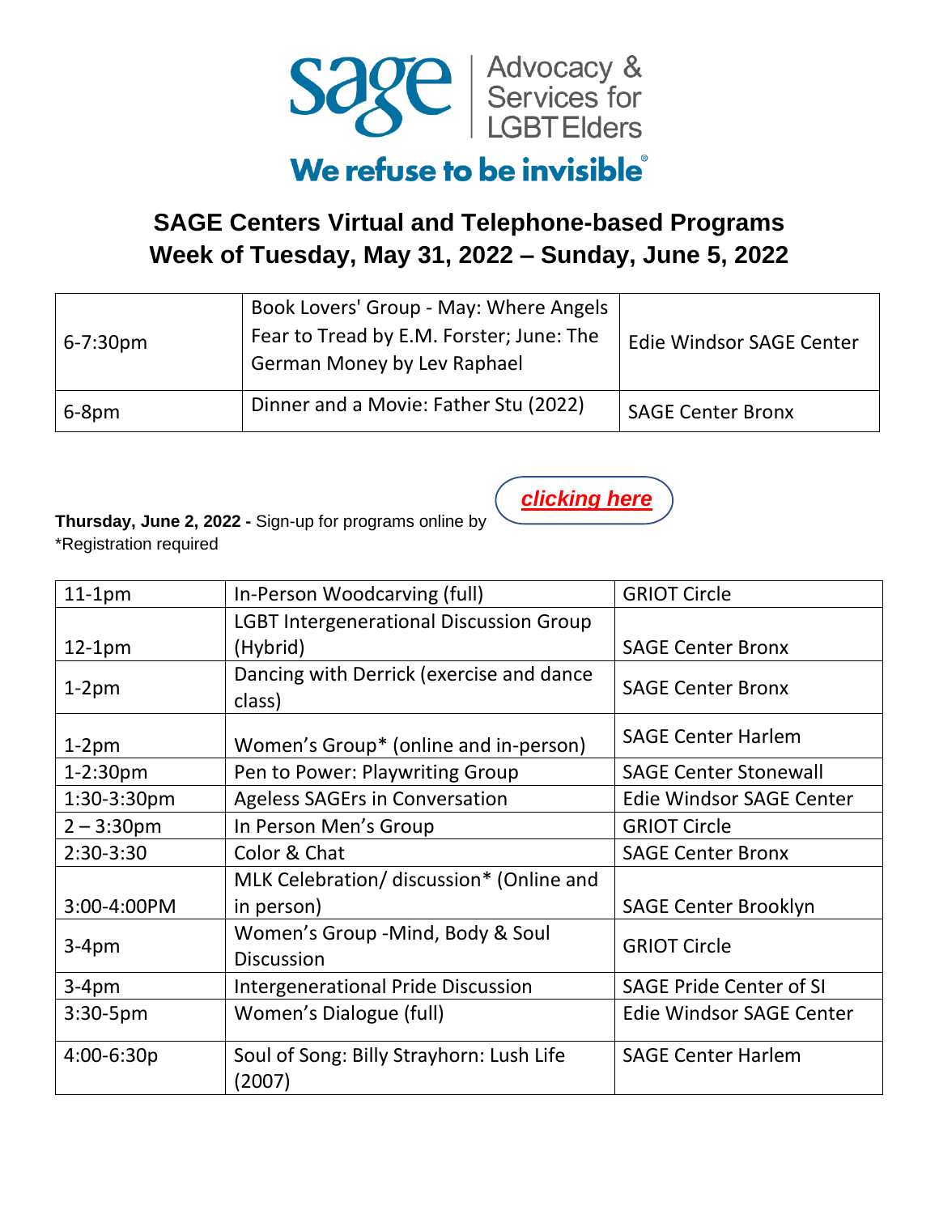sage | Advocacy & Services for LGBT Elders

We refuse to be invisible®

# SAGE Centers Virtual and Telephone-based Programs
## Week of Tuesday, May 31, 2022 – Sunday, June 5, 2022

| | | |
|---|---|---|
| 6-7:30pm | Book Lovers' Group - May: Where Angels Fear to Tread by E.M. Forster; June: The German Money by Lev Raphael | Edie Windsor SAGE Center |
| 6-8pm | Dinner and a Movie: Father Stu (2022) | SAGE Center Bronx |

**Thursday, June 2, 2022 -** Sign-up for programs online by ***clicking here***
*Registration required

| | | |
|---|---|---|
| 11-1pm | In-Person Woodcarving (full) | GRIOT Circle |
| 12-1pm | LGBT Intergenerational Discussion Group (Hybrid) | SAGE Center Bronx |
| 1-2pm | Dancing with Derrick (exercise and dance class) | SAGE Center Bronx |
| 1-2pm | Women's Group* (online and in-person) | SAGE Center Harlem |
| 1-2:30pm | Pen to Power: Playwriting Group | SAGE Center Stonewall |
| 1:30-3:30pm | Ageless SAGErs in Conversation | Edie Windsor SAGE Center |
| 2 – 3:30pm | In Person Men's Group | GRIOT Circle |
| 2:30-3:30 | Color & Chat | SAGE Center Bronx |
| 3:00-4:00PM | MLK Celebration/ discussion* (Online and in person) | SAGE Center Brooklyn |
| 3-4pm | Women's Group -Mind, Body & Soul Discussion | GRIOT Circle |
| 3-4pm | Intergenerational Pride Discussion | SAGE Pride Center of SI |
| 3:30-5pm | Women's Dialogue (full) | Edie Windsor SAGE Center |
| 4:00-6:30p | Soul of Song: Billy Strayhorn: Lush Life (2007) | SAGE Center Harlem |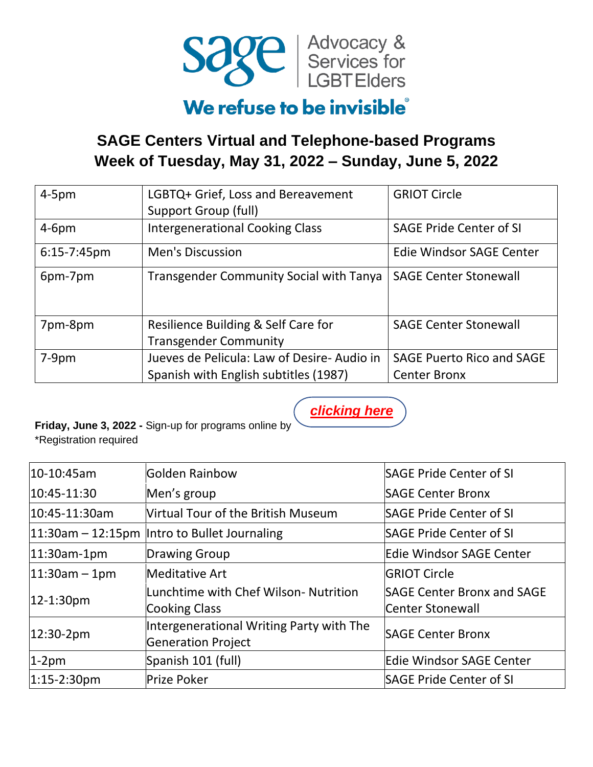sage | Advocacy & Services for LGBT Elders

We refuse to be invisible®

## SAGE Centers Virtual and Telephone-based Programs
## Week of Tuesday, May 31, 2022 – Sunday, June 5, 2022

| | | |
|---|---|---|
| 4-5pm | LGBTQ+ Grief, Loss and Bereavement Support Group (full) | GRIOT Circle |
| 4-6pm | Intergenerational Cooking Class | SAGE Pride Center of SI |
| 6:15-7:45pm | Men's Discussion | Edie Windsor SAGE Center |
| 6pm-7pm | Transgender Community Social with Tanya | SAGE Center Stonewall |
| 7pm-8pm | Resilience Building & Self Care for Transgender Community | SAGE Center Stonewall |
| 7-9pm | Jueves de Pelicula: Law of Desire- Audio in Spanish with English subtitles (1987) | SAGE Puerto Rico and SAGE Center Bronx |

**Friday, June 3, 2022 -** Sign-up for programs online by ***clicking here***
*Registration required

| | | |
|---|---|---|
| 10-10:45am | Golden Rainbow | SAGE Pride Center of SI |
| 10:45-11:30 | Men's group | SAGE Center Bronx |
| 10:45-11:30am | Virtual Tour of the British Museum | SAGE Pride Center of SI |
| 11:30am – 12:15pm | Intro to Bullet Journaling | SAGE Pride Center of SI |
| 11:30am-1pm | Drawing Group | Edie Windsor SAGE Center |
| 11:30am – 1pm | Meditative Art | GRIOT Circle |
| 12-1:30pm | Lunchtime with Chef Wilson- Nutrition Cooking Class | SAGE Center Bronx and SAGE Center Stonewall |
| 12:30-2pm | Intergenerational Writing Party with The Generation Project | SAGE Center Bronx |
| 1-2pm | Spanish 101 (full) | Edie Windsor SAGE Center |
| 1:15-2:30pm | Prize Poker | SAGE Pride Center of SI |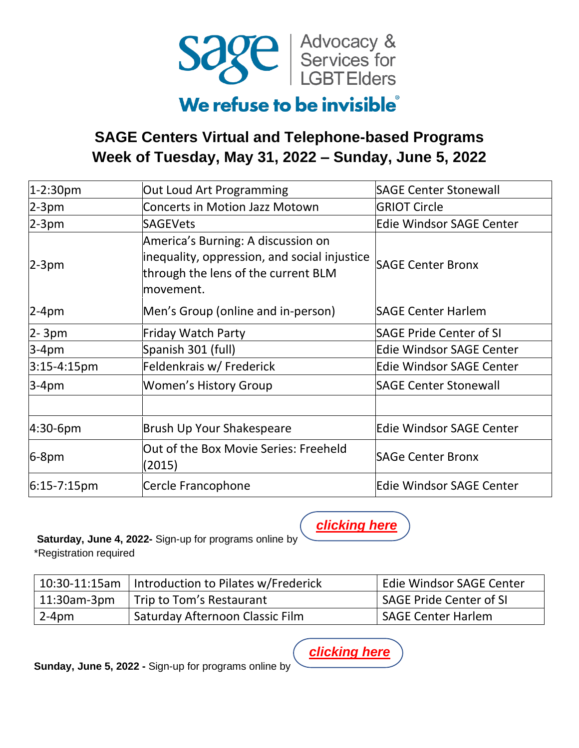sage | Advocacy & Services for LGBT Elders

**We refuse to be invisible®**

## SAGE Centers Virtual and Telephone-based Programs
## Week of Tuesday, May 31, 2022 – Sunday, June 5, 2022

| | | |
|---|---|---|
| 1-2:30pm | Out Loud Art Programming | SAGE Center Stonewall |
| 2-3pm | Concerts in Motion Jazz Motown | GRIOT Circle |
| 2-3pm | SAGEVets | Edie Windsor SAGE Center |
| 2-3pm | America's Burning: A discussion on inequality, oppression, and social injustice through the lens of the current BLM movement. | SAGE Center Bronx |
| 2-4pm | Men's Group (online and in-person) | SAGE Center Harlem |
| 2- 3pm | Friday Watch Party | SAGE Pride Center of SI |
| 3-4pm | Spanish 301 (full) | Edie Windsor SAGE Center |
| 3:15-4:15pm | Feldenkrais w/ Frederick | Edie Windsor SAGE Center |
| 3-4pm | Women's History Group | SAGE Center Stonewall |
| | | |
| 4:30-6pm | Brush Up Your Shakespeare | Edie Windsor SAGE Center |
| 6-8pm | Out of the Box Movie Series: Freeheld (2015) | SAGe Center Bronx |
| 6:15-7:15pm | Cercle Francophone | Edie Windsor SAGE Center |

**Saturday, June 4, 2022-** Sign-up for programs online by ***clicking here***
*Registration required

| | | |
|---|---|---|
| 10:30-11:15am | Introduction to Pilates w/Frederick | Edie Windsor SAGE Center |
| 11:30am-3pm | Trip to Tom's Restaurant | SAGE Pride Center of SI |
| 2-4pm | Saturday Afternoon Classic Film | SAGE Center Harlem |

**Sunday, June 5, 2022 -** Sign-up for programs online by ***clicking here***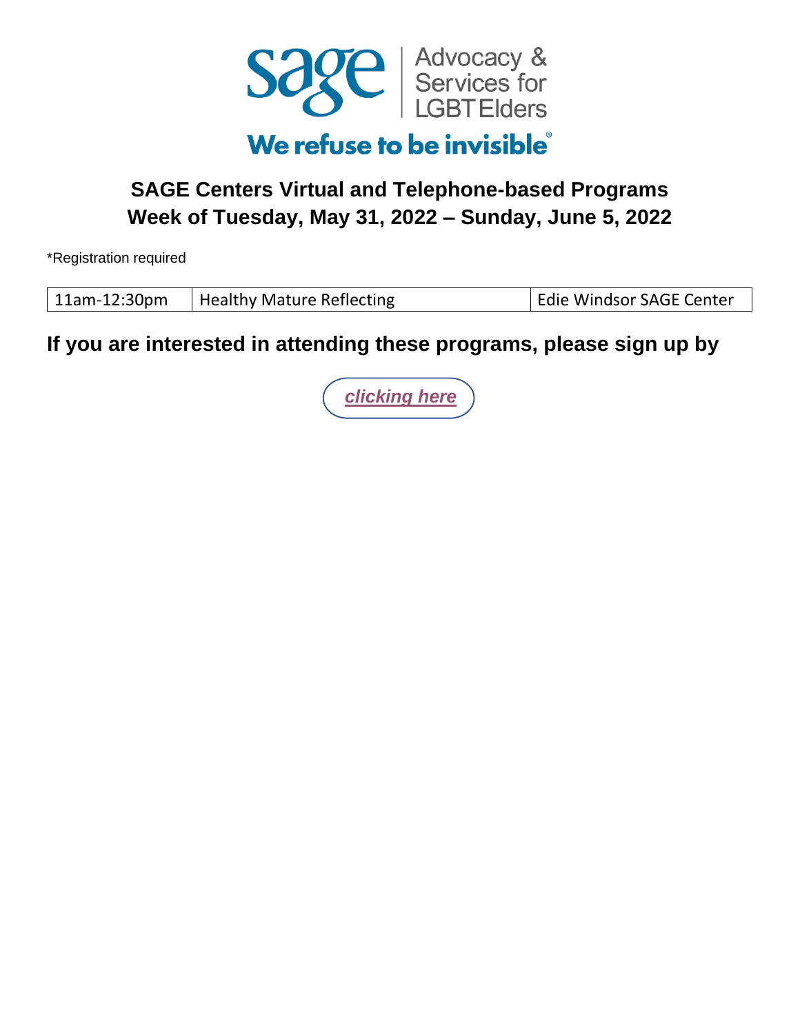sage | Advocacy & Services for LGBT Elders

We refuse to be invisible®

## SAGE Centers Virtual and Telephone-based Programs
## Week of Tuesday, May 31, 2022 – Sunday, June 5, 2022

*Registration required

| | | |
|---|---|---|
| 11am-12:30pm | Healthy Mature Reflecting | Edie Windsor SAGE Center |

### If you are interested in attending these programs, please sign up by

***clicking here***